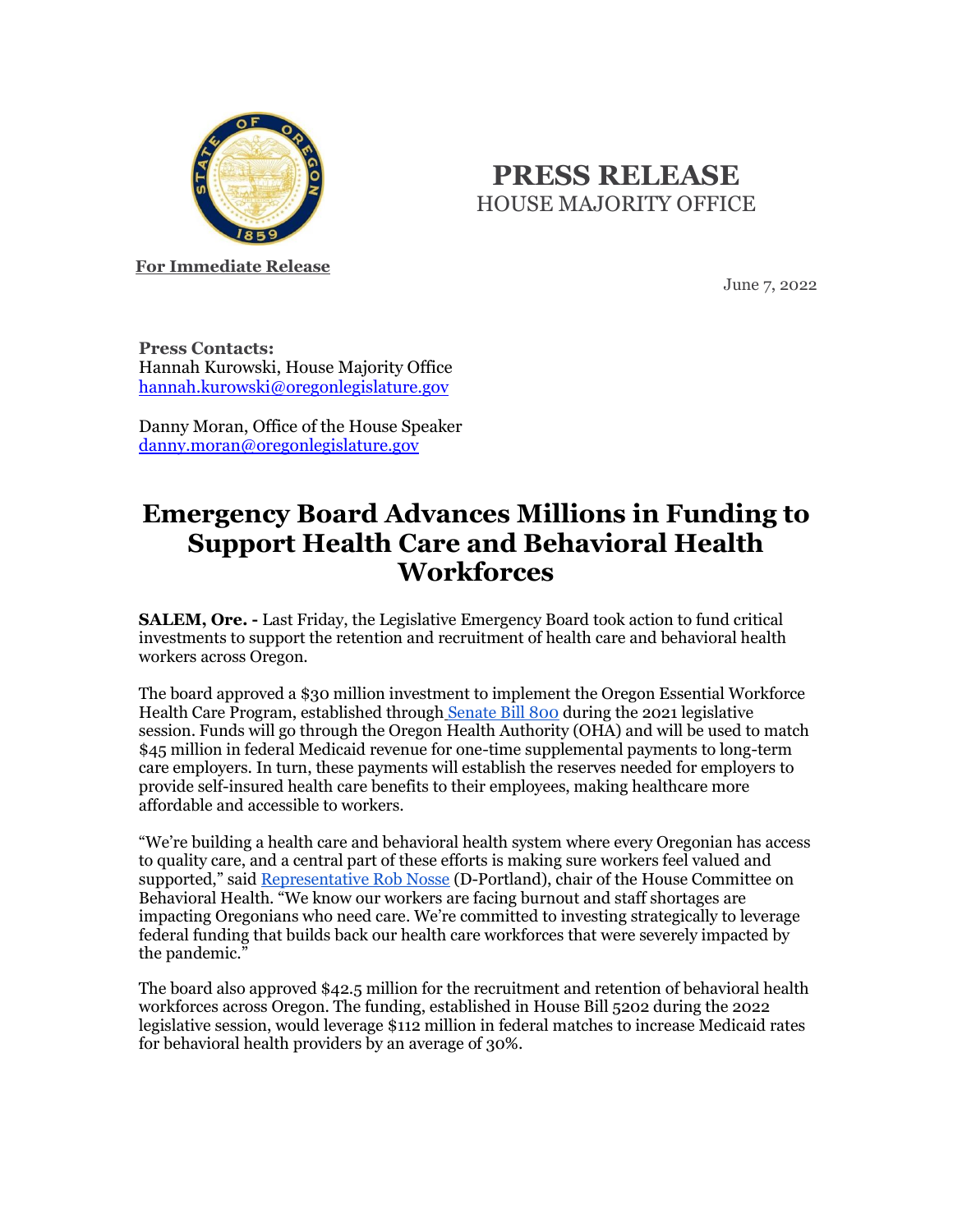# PRESS RELEASE
HOUSE MAJORITY OFFICE

**For Immediate Release**

June 7, 2022

**Press Contacts:**
Hannah Kurowski, House Majority Office
hannah.kurowski@oregonlegislature.gov

Danny Moran, Office of the House Speaker
danny.moran@oregonlegislature.gov

## Emergency Board Advances Millions in Funding to Support Health Care and Behavioral Health Workforces

**SALEM, Ore. -** Last Friday, the Legislative Emergency Board took action to fund critical investments to support the retention and recruitment of health care and behavioral health workers across Oregon.

The board approved a $30 million investment to implement the Oregon Essential Workforce Health Care Program, established through Senate Bill 800 during the 2021 legislative session. Funds will go through the Oregon Health Authority (OHA) and will be used to match $45 million in federal Medicaid revenue for one-time supplemental payments to long-term care employers. In turn, these payments will establish the reserves needed for employers to provide self-insured health care benefits to their employees, making healthcare more affordable and accessible to workers.

"We're building a health care and behavioral health system where every Oregonian has access to quality care, and a central part of these efforts is making sure workers feel valued and supported," said Representative Rob Nosse (D-Portland), chair of the House Committee on Behavioral Health. "We know our workers are facing burnout and staff shortages are impacting Oregonians who need care. We're committed to investing strategically to leverage federal funding that builds back our health care workforces that were severely impacted by the pandemic."

The board also approved $42.5 million for the recruitment and retention of behavioral health workforces across Oregon. The funding, established in House Bill 5202 during the 2022 legislative session, would leverage $112 million in federal matches to increase Medicaid rates for behavioral health providers by an average of 30%.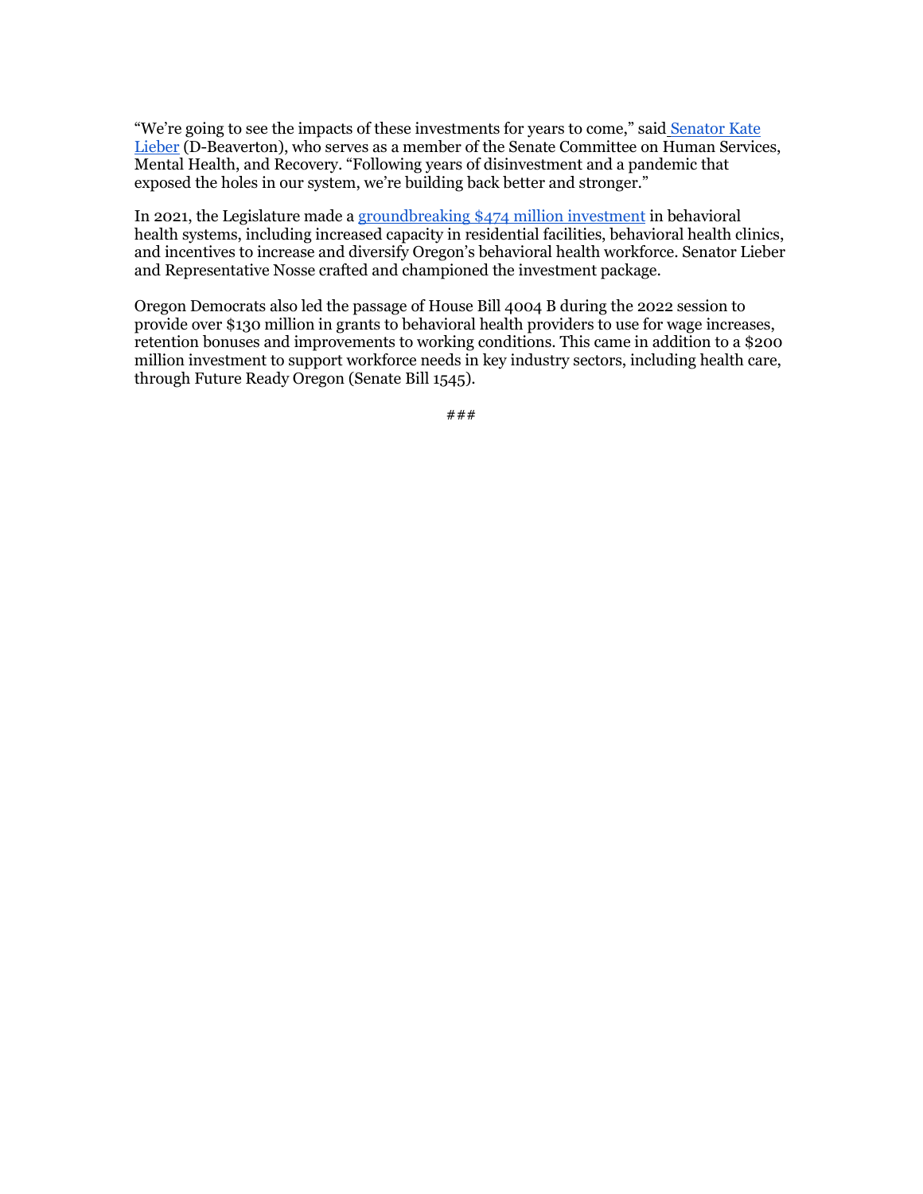"We're going to see the impacts of these investments for years to come," said Senator Kate Lieber (D-Beaverton), who serves as a member of the Senate Committee on Human Services, Mental Health, and Recovery. "Following years of disinvestment and a pandemic that exposed the holes in our system, we're building back better and stronger."

In 2021, the Legislature made a groundbreaking $474 million investment in behavioral health systems, including increased capacity in residential facilities, behavioral health clinics, and incentives to increase and diversify Oregon's behavioral health workforce. Senator Lieber and Representative Nosse crafted and championed the investment package.

Oregon Democrats also led the passage of House Bill 4004 B during the 2022 session to provide over $130 million in grants to behavioral health providers to use for wage increases, retention bonuses and improvements to working conditions. This came in addition to a $200 million investment to support workforce needs in key industry sectors, including health care, through Future Ready Oregon (Senate Bill 1545).

###